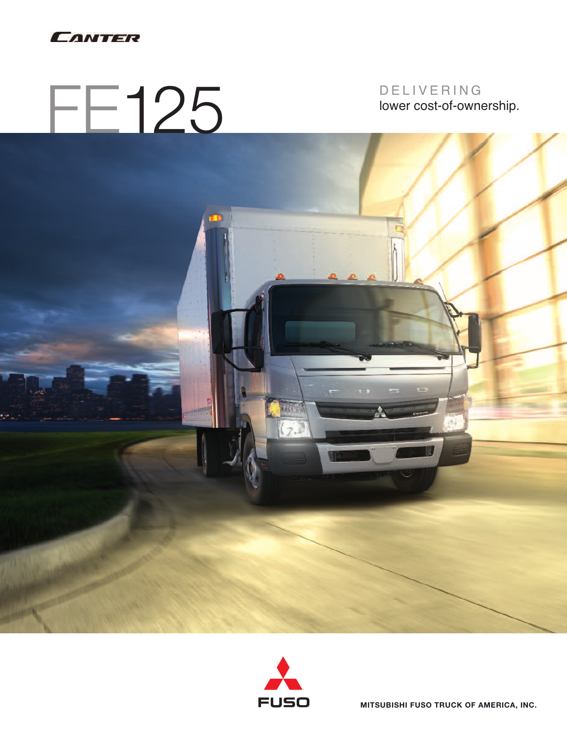CANTER

# FE125

DELIVERING
lower cost-of-ownership.

FUSO

MITSUBISHI FUSO TRUCK OF AMERICA, INC.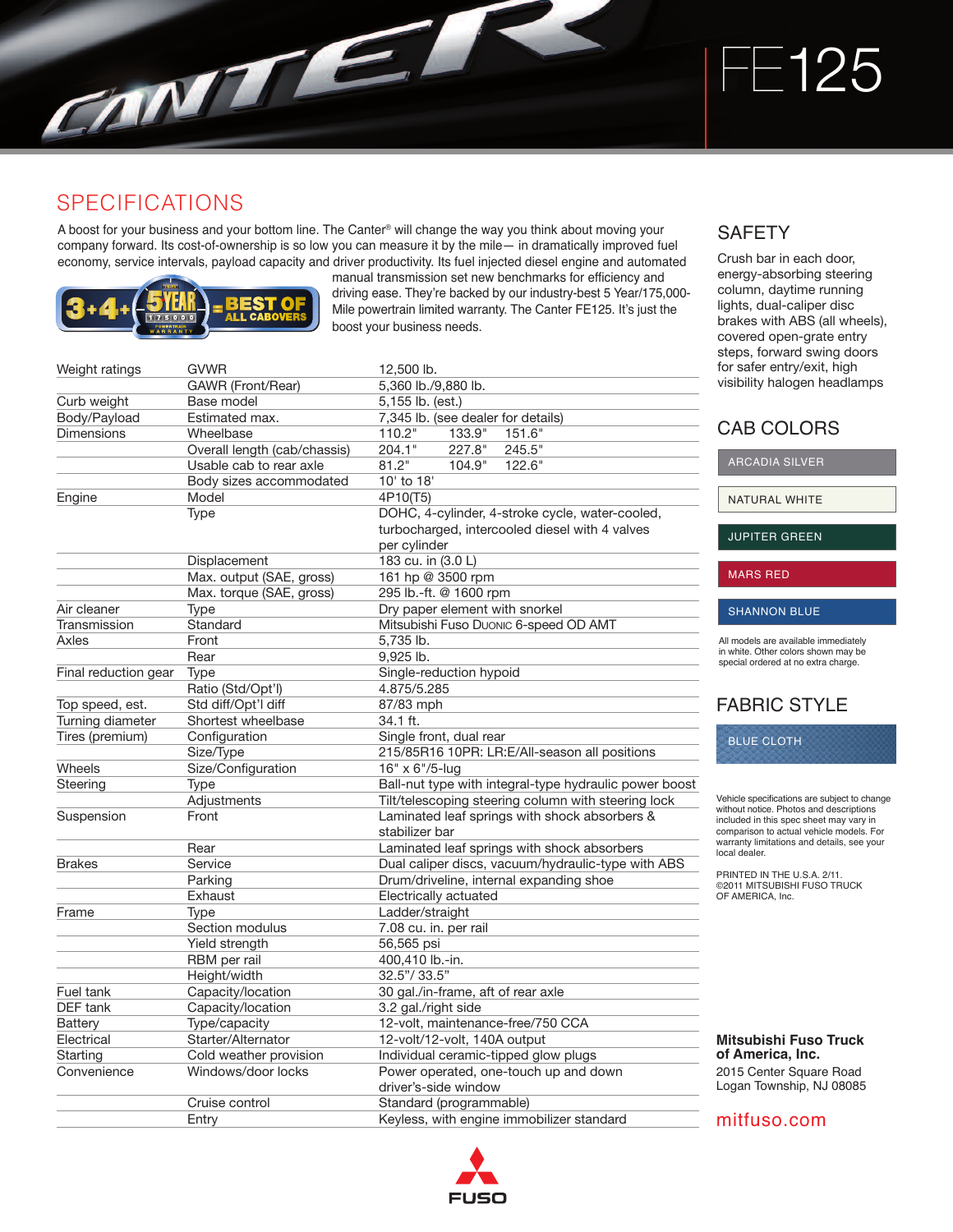# CANTER FE125

## SPECIFICATIONS

A boost for your business and your bottom line. The Canter® will change the way you think about moving your company forward. Its cost-of-ownership is so low you can measure it by the mile— in dramatically improved fuel economy, service intervals, payload capacity and driver productivity. Its fuel injected diesel engine and automated manual transmission set new benchmarks for efficiency and driving ease. They're backed by our industry-best 5 Year/175,000-Mile powertrain limited warranty. The Canter FE125. It's just the boost your business needs.

3+4+5 YEAR 175000 POWERTRAIN WARRANTY = BEST OF ALL CABOVERS

| | | |
|---|---|---|
| Weight ratings | GVWR | 12,500 lb. |
| | GAWR (Front/Rear) | 5,360 lb./9,880 lb. |
| Curb weight | Base model | 5,155 lb. (est.) |
| Body/Payload | Estimated max. | 7,345 lb. (see dealer for details) |
| Dimensions | Wheelbase | 110.2" 133.9" 151.6" |
| | Overall length (cab/chassis) | 204.1" 227.8" 245.5" |
| | Usable cab to rear axle | 81.2" 104.9" 122.6" |
| | Body sizes accommodated | 10' to 18' |
| Engine | Model | 4P10(T5) |
| | Type | DOHC, 4-cylinder, 4-stroke cycle, water-cooled, turbocharged, intercooled diesel with 4 valves per cylinder |
| | Displacement | 183 cu. in (3.0 L) |
| | Max. output (SAE, gross) | 161 hp @ 3500 rpm |
| | Max. torque (SAE, gross) | 295 lb.-ft. @ 1600 rpm |
| Air cleaner | Type | Dry paper element with snorkel |
| Transmission | Standard | Mitsubishi Fuso Duonic 6-speed OD AMT |
| Axles | Front | 5,735 lb. |
| | Rear | 9,925 lb. |
| Final reduction gear | Type | Single-reduction hypoid |
| | Ratio (Std/Opt'l) | 4.875/5.285 |
| Top speed, est. | Std diff/Opt'l diff | 87/83 mph |
| Turning diameter | Shortest wheelbase | 34.1 ft. |
| Tires (premium) | Configuration | Single front, dual rear |
| | Size/Type | 215/85R16 10PR: LR:E/All-season all positions |
| Wheels | Size/Configuration | 16" x 6"/5-lug |
| Steering | Type | Ball-nut type with integral-type hydraulic power boost |
| | Adjustments | Tilt/telescoping steering column with steering lock |
| Suspension | Front | Laminated leaf springs with shock absorbers & stabilizer bar |
| | Rear | Laminated leaf springs with shock absorbers |
| Brakes | Service | Dual caliper discs, vacuum/hydraulic-type with ABS |
| | Parking | Drum/driveline, internal expanding shoe |
| | Exhaust | Electrically actuated |
| Frame | Type | Ladder/straight |
| | Section modulus | 7.08 cu. in. per rail |
| | Yield strength | 56,565 psi |
| | RBM per rail | 400,410 lb.-in. |
| | Height/width | 32.5"/ 33.5" |
| Fuel tank | Capacity/location | 30 gal./in-frame, aft of rear axle |
| DEF tank | Capacity/location | 3.2 gal./right side |
| Battery | Type/capacity | 12-volt, maintenance-free/750 CCA |
| Electrical | Starter/Alternator | 12-volt/12-volt, 140A output |
| Starting | Cold weather provision | Individual ceramic-tipped glow plugs |
| Convenience | Windows/door locks | Power operated, one-touch up and down driver's-side window |
| | Cruise control | Standard (programmable) |
| | Entry | Keyless, with engine immobilizer standard |

## SAFETY

Crush bar in each door, energy-absorbing steering column, daytime running lights, dual-caliper disc brakes with ABS (all wheels), covered open-grate entry steps, forward swing doors for safer entry/exit, high visibility halogen headlamps

## CAB COLORS

- ARCADIA SILVER
- NATURAL WHITE
- JUPITER GREEN
- MARS RED
- SHANNON BLUE

All models are available immediately in white. Other colors shown may be special ordered at no extra charge.

## FABRIC STYLE

- BLUE CLOTH

Vehicle specifications are subject to change without notice. Photos and descriptions included in this spec sheet may vary in comparison to actual vehicle models. For warranty limitations and details, see your local dealer.

PRINTED IN THE U.S.A. 2/11.
©2011 MITSUBISHI FUSO TRUCK OF AMERICA, Inc.

**Mitsubishi Fuso Truck of America, Inc.**
2015 Center Square Road
Logan Township, NJ 08085

mitfuso.com

FUSO